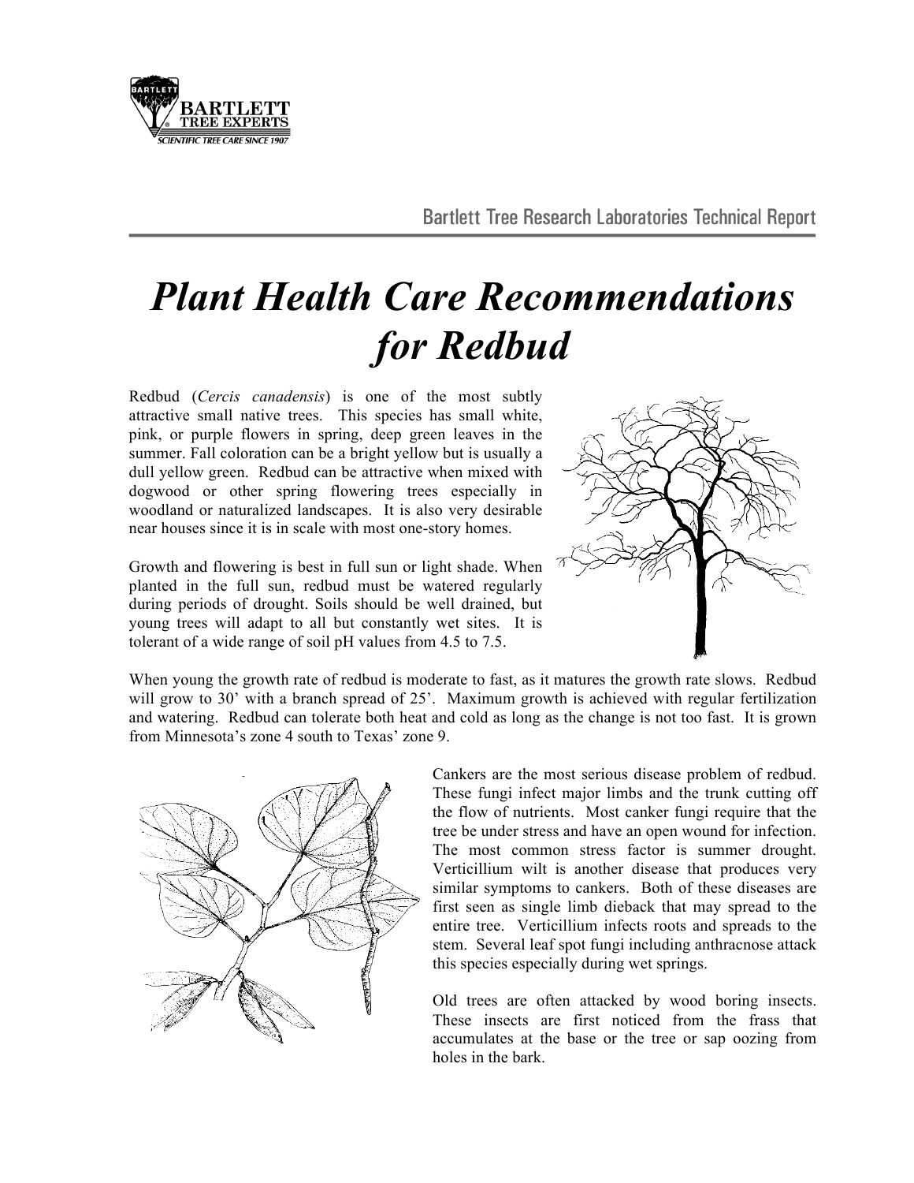Bartlett Tree Research Laboratories Technical Report

# *Plant Health Care Recommendations for Redbud*

Redbud (*Cercis canadensis*) is one of the most subtly attractive small native trees. This species has small white, pink, or purple flowers in spring, deep green leaves in the summer. Fall coloration can be a bright yellow but is usually a dull yellow green. Redbud can be attractive when mixed with dogwood or other spring flowering trees especially in woodland or naturalized landscapes. It is also very desirable near houses since it is in scale with most one-story homes.

Growth and flowering is best in full sun or light shade. When planted in the full sun, redbud must be watered regularly during periods of drought. Soils should be well drained, but young trees will adapt to all but constantly wet sites. It is tolerant of a wide range of soil pH values from 4.5 to 7.5.

When young the growth rate of redbud is moderate to fast, as it matures the growth rate slows. Redbud will grow to 30' with a branch spread of 25'. Maximum growth is achieved with regular fertilization and watering. Redbud can tolerate both heat and cold as long as the change is not too fast. It is grown from Minnesota's zone 4 south to Texas' zone 9.

Cankers are the most serious disease problem of redbud. These fungi infect major limbs and the trunk cutting off the flow of nutrients. Most canker fungi require that the tree be under stress and have an open wound for infection. The most common stress factor is summer drought. Verticillium wilt is another disease that produces very similar symptoms to cankers. Both of these diseases are first seen as single limb dieback that may spread to the entire tree. Verticillium infects roots and spreads to the stem. Several leaf spot fungi including anthracnose attack this species especially during wet springs.

Old trees are often attacked by wood boring insects. These insects are first noticed from the frass that accumulates at the base or the tree or sap oozing from holes in the bark.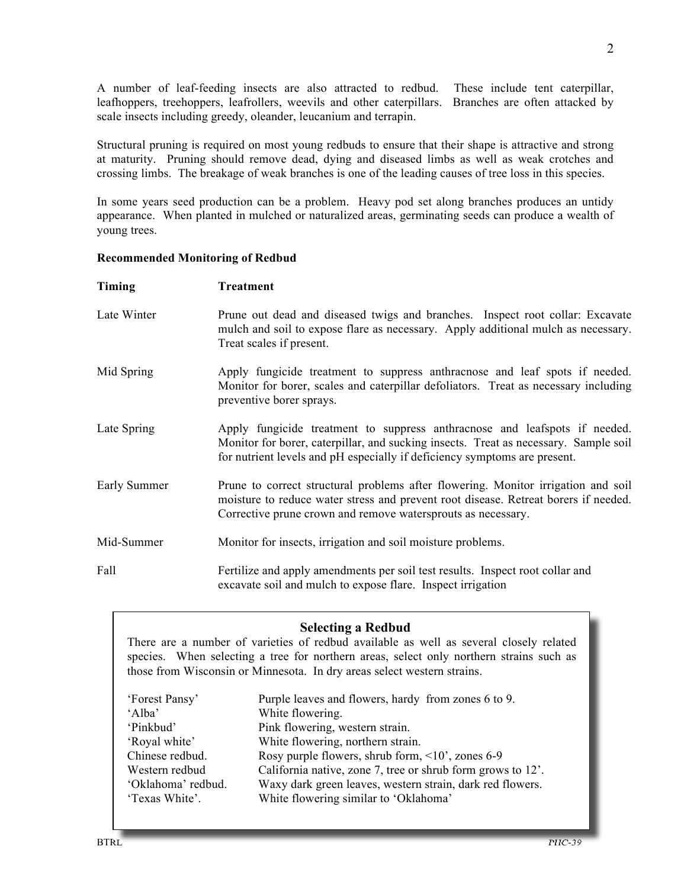A number of leaf-feeding insects are also attracted to redbud. These include tent caterpillar, leafhoppers, treehoppers, leafrollers, weevils and other caterpillars. Branches are often attacked by scale insects including greedy, oleander, leucanium and terrapin.

Structural pruning is required on most young redbuds to ensure that their shape is attractive and strong at maturity. Pruning should remove dead, dying and diseased limbs as well as weak crotches and crossing limbs. The breakage of weak branches is one of the leading causes of tree loss in this species.

In some years seed production can be a problem. Heavy pod set along branches produces an untidy appearance. When planted in mulched or naturalized areas, germinating seeds can produce a wealth of young trees.

**Recommended Monitoring of Redbud**

| **Timing** | **Treatment** |
|---|---|
| Late Winter | Prune out dead and diseased twigs and branches. Inspect root collar: Excavate mulch and soil to expose flare as necessary. Apply additional mulch as necessary. Treat scales if present. |
| Mid Spring | Apply fungicide treatment to suppress anthracnose and leaf spots if needed. Monitor for borer, scales and caterpillar defoliators. Treat as necessary including preventive borer sprays. |
| Late Spring | Apply fungicide treatment to suppress anthracnose and leafspots if needed. Monitor for borer, caterpillar, and sucking insects. Treat as necessary. Sample soil for nutrient levels and pH especially if deficiency symptoms are present. |
| Early Summer | Prune to correct structural problems after flowering. Monitor irrigation and soil moisture to reduce water stress and prevent root disease. Retreat borers if needed. Corrective prune crown and remove watersprouts as necessary. |
| Mid-Summer | Monitor for insects, irrigation and soil moisture problems. |
| Fall | Fertilize and apply amendments per soil test results. Inspect root collar and excavate soil and mulch to expose flare. Inspect irrigation |

## Selecting a Redbud

There are a number of varieties of redbud available as well as several closely related species. When selecting a tree for northern areas, select only northern strains such as those from Wisconsin or Minnesota. In dry areas select western strains.

| | |
|---|---|
| 'Forest Pansy' | Purple leaves and flowers, hardy from zones 6 to 9. |
| 'Alba' | White flowering. |
| 'Pinkbud' | Pink flowering, western strain. |
| 'Royal white' | White flowering, northern strain. |
| Chinese redbud. | Rosy purple flowers, shrub form, <10', zones 6-9 |
| Western redbud | California native, zone 7, tree or shrub form grows to 12'. |
| 'Oklahoma' redbud. | Waxy dark green leaves, western strain, dark red flowers. |
| 'Texas White'. | White flowering similar to 'Oklahoma' |